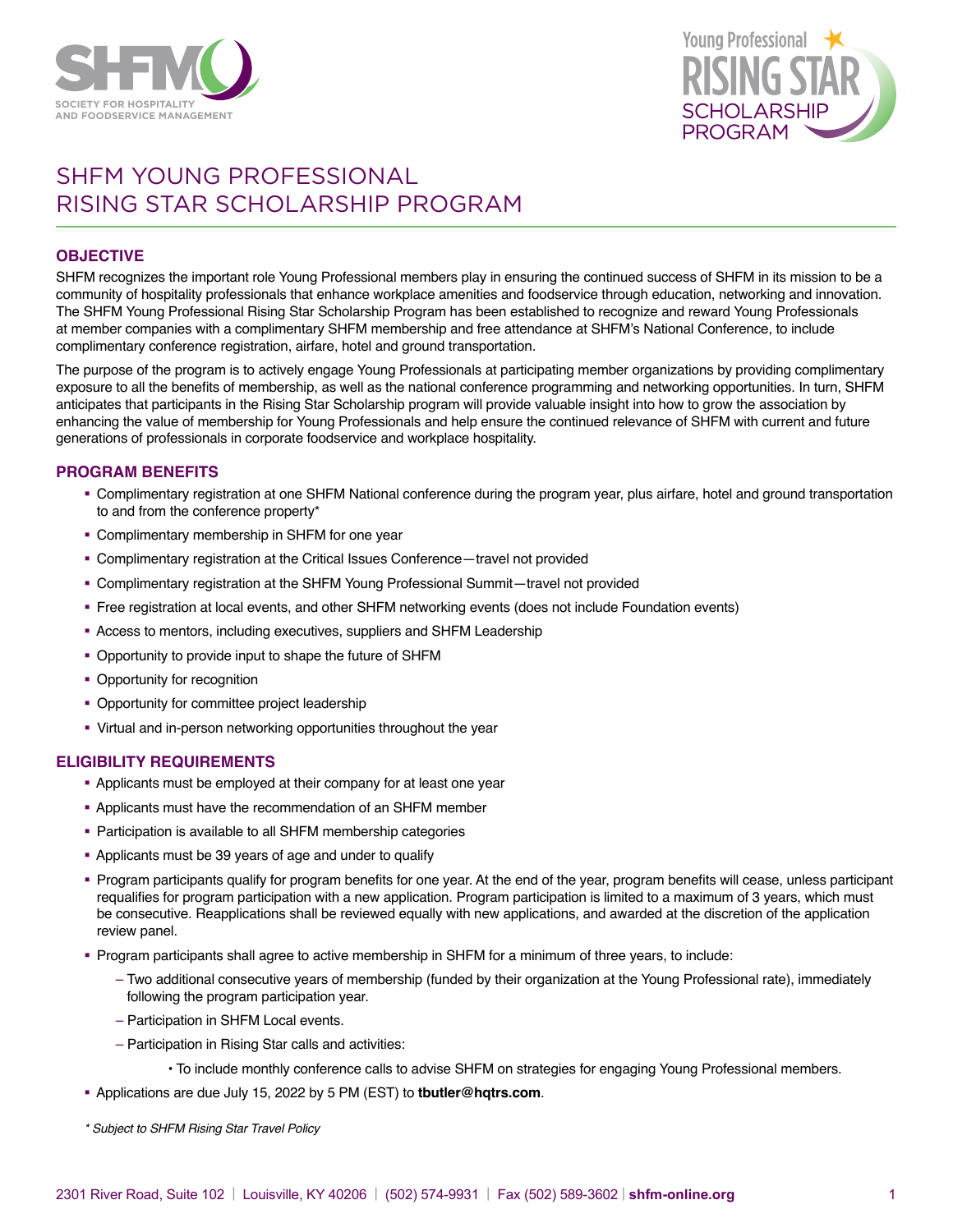# SHFM YOUNG PROFESSIONAL RISING STAR SCHOLARSHIP PROGRAM

## OBJECTIVE

SHFM recognizes the important role Young Professional members play in ensuring the continued success of SHFM in its mission to be a community of hospitality professionals that enhance workplace amenities and foodservice through education, networking and innovation. The SHFM Young Professional Rising Star Scholarship Program has been established to recognize and reward Young Professionals at member companies with a complimentary SHFM membership and free attendance at SHFM's National Conference, to include complimentary conference registration, airfare, hotel and ground transportation.

The purpose of the program is to actively engage Young Professionals at participating member organizations by providing complimentary exposure to all the benefits of membership, as well as the national conference programming and networking opportunities. In turn, SHFM anticipates that participants in the Rising Star Scholarship program will provide valuable insight into how to grow the association by enhancing the value of membership for Young Professionals and help ensure the continued relevance of SHFM with current and future generations of professionals in corporate foodservice and workplace hospitality.

## PROGRAM BENEFITS

- Complimentary registration at one SHFM National conference during the program year, plus airfare, hotel and ground transportation to and from the conference property*
- Complimentary membership in SHFM for one year
- Complimentary registration at the Critical Issues Conference—travel not provided
- Complimentary registration at the SHFM Young Professional Summit—travel not provided
- Free registration at local events, and other SHFM networking events (does not include Foundation events)
- Access to mentors, including executives, suppliers and SHFM Leadership
- Opportunity to provide input to shape the future of SHFM
- Opportunity for recognition
- Opportunity for committee project leadership
- Virtual and in-person networking opportunities throughout the year

## ELIGIBILITY REQUIREMENTS

- Applicants must be employed at their company for at least one year
- Applicants must have the recommendation of an SHFM member
- Participation is available to all SHFM membership categories
- Applicants must be 39 years of age and under to qualify
- Program participants qualify for program benefits for one year. At the end of the year, program benefits will cease, unless participant requalifies for program participation with a new application. Program participation is limited to a maximum of 3 years, which must be consecutive. Reapplications shall be reviewed equally with new applications, and awarded at the discretion of the application review panel.
- Program participants shall agree to active membership in SHFM for a minimum of three years, to include:
  - Two additional consecutive years of membership (funded by their organization at the Young Professional rate), immediately following the program participation year.
  - Participation in SHFM Local events.
  - Participation in Rising Star calls and activities:
    - To include monthly conference calls to advise SHFM on strategies for engaging Young Professional members.
- Applications are due July 15, 2022 by 5 PM (EST) to **tbutler@hqtrs.com**.

*\* Subject to SHFM Rising Star Travel Policy*

2301 River Road, Suite 102 | Louisville, KY 40206 | (502) 574-9931 | Fax (502) 589-3602 | **shfm-online.org**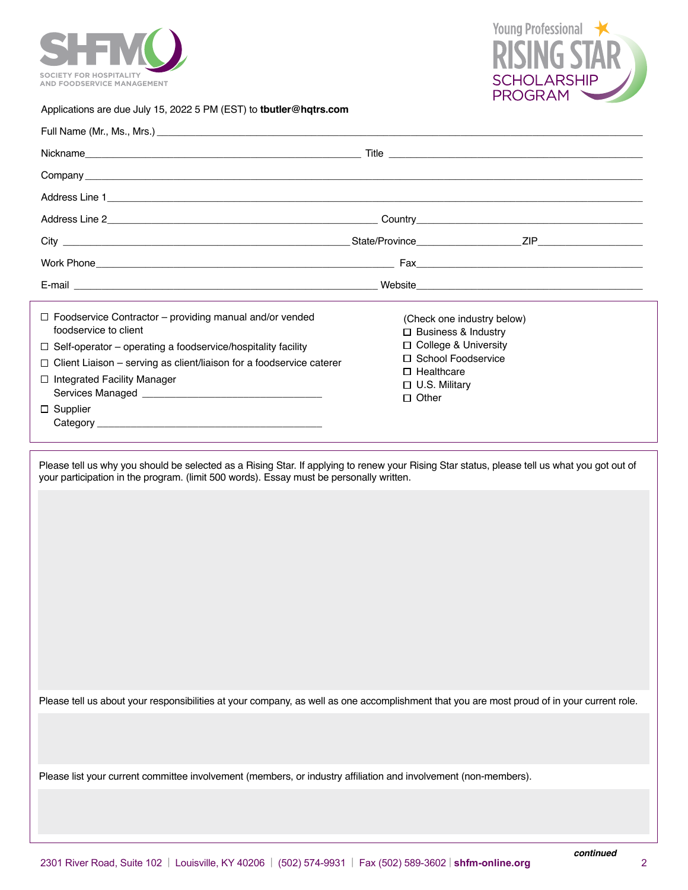SHFM — SOCIETY FOR HOSPITALITY AND FOODSERVICE MANAGEMENT

Young Professional RISING STAR SCHOLARSHIP PROGRAM

Applications are due July 15, 2022 5 PM (EST) to **tbutler@hqtrs.com**

Full Name (Mr., Ms., Mrs.) ____________________________________________

Nickname ______________________ Title ______________________

Company ____________________________________________

Address Line 1 ____________________________________________

Address Line 2 ______________________ Country ______________________

City ______________________ State/Province __________ ZIP __________

Work Phone ______________________ Fax ______________________

E-mail ______________________ Website ______________________

- ☐ Foodservice Contractor – providing manual and/or vended foodservice to client
- ☐ Self-operator – operating a foodservice/hospitality facility
- ☐ Client Liaison – serving as client/liaison for a foodservice caterer
- ☐ Integrated Facility Manager
  Services Managed ______________________
- ☐ Supplier
  Category ______________________

(Check one industry below)

- ☐ Business & Industry
- ☐ College & University
- ☐ School Foodservice
- ☐ Healthcare
- ☐ U.S. Military
- ☐ Other

Please tell us why you should be selected as a Rising Star. If applying to renew your Rising Star status, please tell us what you got out of your participation in the program. (limit 500 words). Essay must be personally written.

Please tell us about your responsibilities at your company, as well as one accomplishment that you are most proud of in your current role.

Please list your current committee involvement (members, or industry affiliation and involvement (non-members).

*continued*

2301 River Road, Suite 102 | Louisville, KY 40206 | (502) 574-9931 | Fax (502) 589-3602 | **shfm-online.org**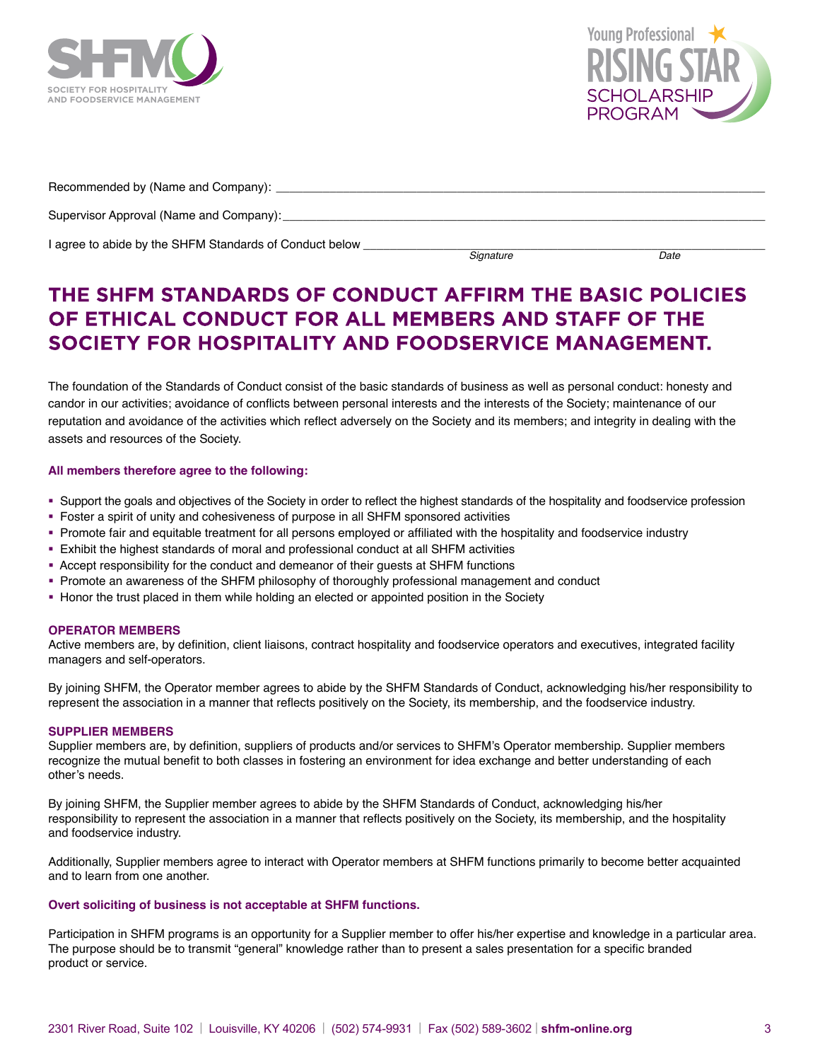Recommended by (Name and Company): ___________________________________________

Supervisor Approval (Name and Company): ___________________________________________

I agree to abide by the SHFM Standards of Conduct below ___________________________________________

*Signature* *Date*

# THE SHFM STANDARDS OF CONDUCT AFFIRM THE BASIC POLICIES OF ETHICAL CONDUCT FOR ALL MEMBERS AND STAFF OF THE SOCIETY FOR HOSPITALITY AND FOODSERVICE MANAGEMENT.

The foundation of the Standards of Conduct consist of the basic standards of business as well as personal conduct: honesty and candor in our activities; avoidance of conflicts between personal interests and the interests of the Society; maintenance of our reputation and avoidance of the activities which reflect adversely on the Society and its members; and integrity in dealing with the assets and resources of the Society.

**All members therefore agree to the following:**

- Support the goals and objectives of the Society in order to reflect the highest standards of the hospitality and foodservice profession
- Foster a spirit of unity and cohesiveness of purpose in all SHFM sponsored activities
- Promote fair and equitable treatment for all persons employed or affiliated with the hospitality and foodservice industry
- Exhibit the highest standards of moral and professional conduct at all SHFM activities
- Accept responsibility for the conduct and demeanor of their guests at SHFM functions
- Promote an awareness of the SHFM philosophy of thoroughly professional management and conduct
- Honor the trust placed in them while holding an elected or appointed position in the Society

**OPERATOR MEMBERS**

Active members are, by definition, client liaisons, contract hospitality and foodservice operators and executives, integrated facility managers and self-operators.

By joining SHFM, the Operator member agrees to abide by the SHFM Standards of Conduct, acknowledging his/her responsibility to represent the association in a manner that reflects positively on the Society, its membership, and the foodservice industry.

**SUPPLIER MEMBERS**

Supplier members are, by definition, suppliers of products and/or services to SHFM's Operator membership. Supplier members recognize the mutual benefit to both classes in fostering an environment for idea exchange and better understanding of each other's needs.

By joining SHFM, the Supplier member agrees to abide by the SHFM Standards of Conduct, acknowledging his/her responsibility to represent the association in a manner that reflects positively on the Society, its membership, and the hospitality and foodservice industry.

Additionally, Supplier members agree to interact with Operator members at SHFM functions primarily to become better acquainted and to learn from one another.

**Overt soliciting of business is not acceptable at SHFM functions.**

Participation in SHFM programs is an opportunity for a Supplier member to offer his/her expertise and knowledge in a particular area. The purpose should be to transmit "general" knowledge rather than to present a sales presentation for a specific branded product or service.

2301 River Road, Suite 102 | Louisville, KY 40206 | (502) 574-9931 | Fax (502) 589-3602 | **shfm-online.org**